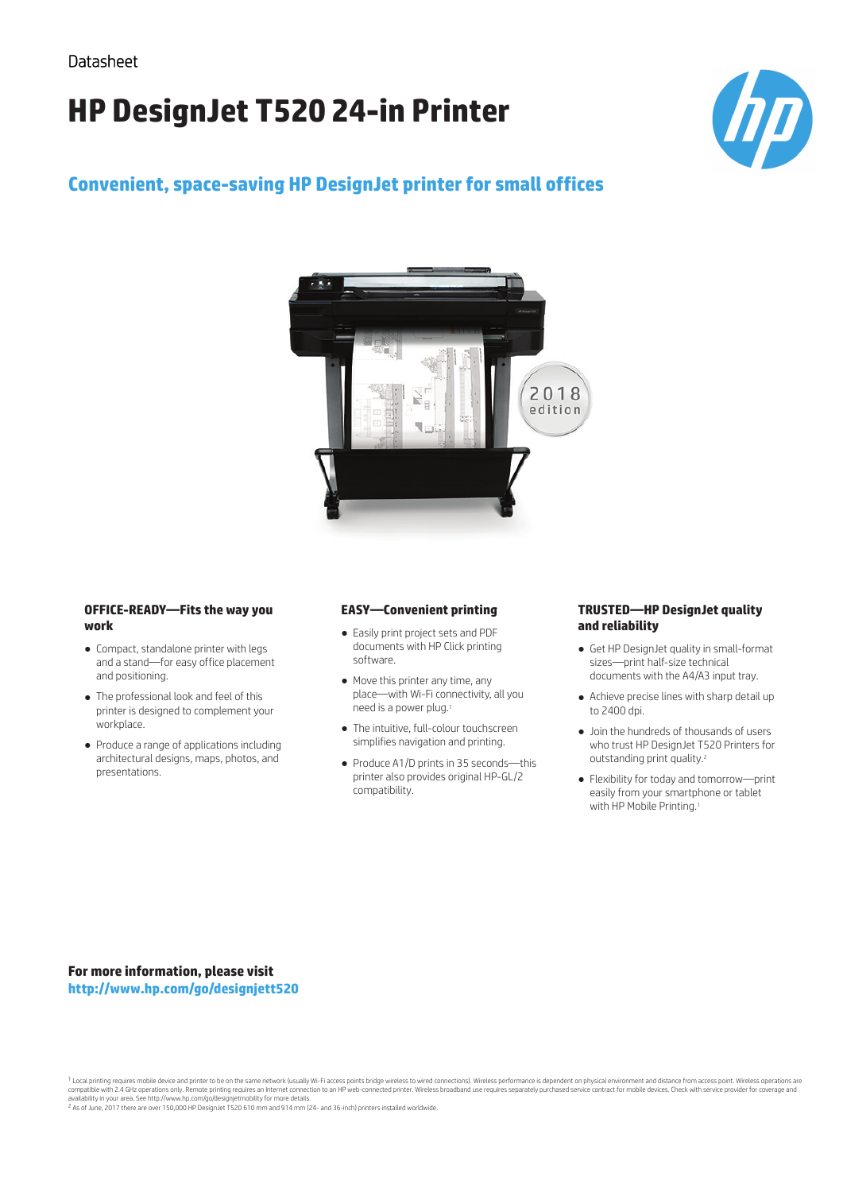Datasheet

# HP DesignJet T520 24-in Printer

## Convenient, space-saving HP DesignJet printer for small offices

### OFFICE-READY—Fits the way you work

- Compact, standalone printer with legs and a stand—for easy office placement and positioning.
- The professional look and feel of this printer is designed to complement your workplace.
- Produce a range of applications including architectural designs, maps, photos, and presentations.

### EASY—Convenient printing

- Easily print project sets and PDF documents with HP Click printing software.
- Move this printer any time, any place—with Wi-Fi connectivity, all you need is a power plug.[1]
- The intuitive, full-colour touchscreen simplifies navigation and printing.
- Produce A1/D prints in 35 seconds—this printer also provides original HP-GL/2 compatibility.

### TRUSTED—HP DesignJet quality and reliability

- Get HP DesignJet quality in small-format sizes—print half-size technical documents with the A4/A3 input tray.
- Achieve precise lines with sharp detail up to 2400 dpi.
- Join the hundreds of thousands of users who trust HP DesignJet T520 Printers for outstanding print quality.[2]
- Flexibility for today and tomorrow—print easily from your smartphone or tablet with HP Mobile Printing.[1]

**For more information, please visit**
**http://www.hp.com/go/designjett520**

[1] Local printing requires mobile device and printer to be on the same network (usually Wi-Fi access points bridge wireless to wired connections). Wireless performance is dependent on physical environment and distance from access point. Wireless operations are compatible with 2.4 GHz operations only. Remote printing requires an Internet connection to an HP web-connected printer. Wireless broadband use requires separately purchased service contract for mobile devices. Check with service provider for coverage and availability in your area. See http://www.hp.com/go/designjetmobility for more details.
[2] As of June, 2017 there are over 150,000 HP DesignJet T520 610 mm and 914 mm (24- and 36-inch) printers installed worldwide.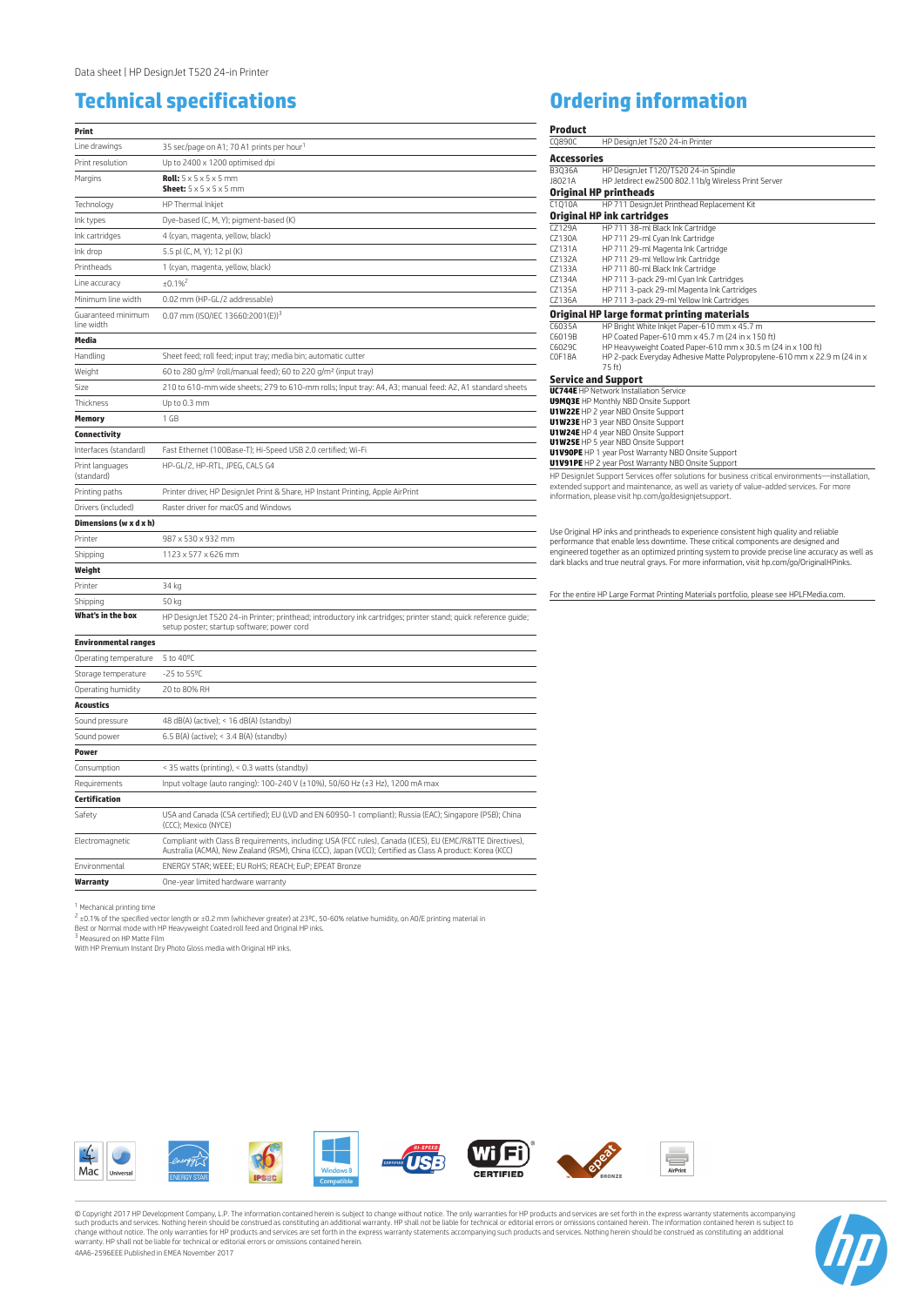# Technical specifications

| | |
|---|---|
| **Print** | |
| Line drawings | 35 sec/page on A1; 70 A1 prints per hour[1] |
| Print resolution | Up to 2400 x 1200 optimised dpi |
| Margins | **Roll:** 5 x 5 x 5 x 5 mm<br>**Sheet:** 5 x 5 x 5 x 5 mm |
| Technology | HP Thermal Inkjet |
| Ink types | Dye-based (C, M, Y); pigment-based (K) |
| Ink cartridges | 4 (cyan, magenta, yellow, black) |
| Ink drop | 5.5 pl (C, M, Y); 12 pl (K) |
| Printheads | 1 (cyan, magenta, yellow, black) |
| Line accuracy | ±0.1%[2] |
| Minimum line width | 0.02 mm (HP-GL/2 addressable) |
| Guaranteed minimum line width | 0.07 mm (ISO/IEC 13660:2001(E))[3] |
| **Media** | |
| Handling | Sheet feed; roll feed; input tray; media bin; automatic cutter |
| Weight | 60 to 280 g/m² (roll/manual feed); 60 to 220 g/m² (input tray) |
| Size | 210 to 610-mm wide sheets; 279 to 610-mm rolls; Input tray: A4, A3; manual feed: A2, A1 standard sheets |
| Thickness | Up to 0.3 mm |
| **Memory** | 1 GB |
| **Connectivity** | |
| Interfaces (standard) | Fast Ethernet (100Base-T); Hi-Speed USB 2.0 certified; Wi-Fi |
| Print languages (standard) | HP-GL/2, HP-RTL, JPEG, CALS G4 |
| Printing paths | Printer driver, HP DesignJet Print & Share, HP Instant Printing, Apple AirPrint |
| Drivers (included) | Raster driver for macOS and Windows |
| **Dimensions (w x d x h)** | |
| Printer | 987 x 530 x 932 mm |
| Shipping | 1123 x 577 x 626 mm |
| **Weight** | |
| Printer | 34 kg |
| Shipping | 50 kg |
| **What's in the box** | HP DesignJet T520 24-in Printer; printhead; introductory ink cartridges; printer stand; quick reference guide; setup poster; startup software; power cord |
| **Environmental ranges** | |
| Operating temperature | 5 to 40ºC |
| Storage temperature | -25 to 55ºC |
| Operating humidity | 20 to 80% RH |
| **Acoustics** | |
| Sound pressure | 48 dB(A) (active); < 16 dB(A) (standby) |
| Sound power | 6.5 B(A) (active); < 3.4 B(A) (standby) |
| **Power** | |
| Consumption | < 35 watts (printing), < 0.3 watts (standby) |
| Requirements | Input voltage (auto ranging): 100-240 V (±10%), 50/60 Hz (±3 Hz), 1200 mA max |
| **Certification** | |
| Safety | USA and Canada (CSA certified); EU (LVD and EN 60950-1 compliant); Russia (EAC); Singapore (PSB); China (CCC); Mexico (NYCE) |
| Electromagnetic | Compliant with Class B requirements, including: USA (FCC rules), Canada (ICES), EU (EMC/R&TTE Directives), Australia (ACMA), New Zealand (RSM), China (CCC), Japan (VCCI); Certified as Class A product: Korea (KCC) |
| Environmental | ENERGY STAR; WEEE; EU RoHS; REACH; EuP; EPEAT Bronze |
| **Warranty** | One-year limited hardware warranty |

[1] Mechanical printing time
[2] ±0.1% of the specified vector length or ±0.2 mm (whichever greater) at 23ºC, 50-60% relative humidity, on A0/E printing material in Best or Normal mode with HP Heavyweight Coated roll feed and Original HP inks.
[3] Measured on HP Matte Film
With HP Premium Instant Dry Photo Gloss media with Original HP inks.

# Ordering information

### Product

| | |
|---|---|
| CQ890C | HP DesignJet T520 24-in Printer |

### Accessories

| | |
|---|---|
| B3Q36A | HP DesignJet T120/T520 24-in Spindle |
| J8021A | HP Jetdirect ew2500 802.11b/g Wireless Print Server |

### Original HP printheads

| | |
|---|---|
| C1Q10A | HP 711 DesignJet Printhead Replacement Kit |

### Original HP ink cartridges

| | |
|---|---|
| CZ129A | HP 711 38-ml Black Ink Cartridge |
| CZ130A | HP 711 29-ml Cyan Ink Cartridge |
| CZ131A | HP 711 29-ml Magenta Ink Cartridge |
| CZ132A | HP 711 29-ml Yellow Ink Cartridge |
| CZ133A | HP 711 80-ml Black Ink Cartridge |
| CZ134A | HP 711 3-pack 29-ml Cyan Ink Cartridges |
| CZ135A | HP 711 3-pack 29-ml Magenta Ink Cartridges |
| CZ136A | HP 711 3-pack 29-ml Yellow Ink Cartridges |

### Original HP large format printing materials

| | |
|---|---|
| C6035A | HP Bright White Inkjet Paper-610 mm x 45.7 m |
| C6019B | HP Coated Paper-610 mm x 45.7 m (24 in x 150 ft) |
| C6029C | HP Heavyweight Coated Paper-610 mm x 30.5 m (24 in x 100 ft) |
| C0F18A | HP 2-pack Everyday Adhesive Matte Polypropylene-610 mm x 22.9 m (24 in x 75 ft) |

### Service and Support

**UC744E** HP Network Installation Service
**U9MQ3E** HP Monthly NBD Onsite Support
**U1W22E** HP 2 year NBD Onsite Support
**U1W23E** HP 3 year NBD Onsite Support
**U1W24E** HP 4 year NBD Onsite Support
**U1W25E** HP 5 year NBD Onsite Support
**U1V90PE** HP 1 year Post Warranty NBD Onsite Support
**U1V91PE** HP 2 year Post Warranty NBD Onsite Support

HP DesignJet Support Services offer solutions for business critical environments—installation, extended support and maintenance, as well as variety of value-added services. For more information, please visit hp.com/go/designjetsupport.

Use Original HP inks and printheads to experience consistent high quality and reliable performance that enable less downtime. These critical components are designed and engineered together as an optimized printing system to provide precise line accuracy as well as dark blacks and true neutral grays. For more information, visit hp.com/go/OriginalHPinks.

For the entire HP Large Format Printing Materials portfolio, please see HPLFMedia.com.

© Copyright 2017 HP Development Company, L.P. The information contained herein is subject to change without notice. The only warranties for HP products and services are set forth in the express warranty statements accompanying such products and services. Nothing herein should be construed as constituting an additional warranty. HP shall not be liable for technical or editorial errors or omissions contained herein. The information contained herein is subject to change without notice. The only warranties for HP products and services are set forth in the express warranty statements accompanying such products and services. Nothing herein should be construed as constituting an additional warranty. HP shall not be liable for technical or editorial errors or omissions contained herein.

4AA6-2596EEE Published in EMEA November 2017